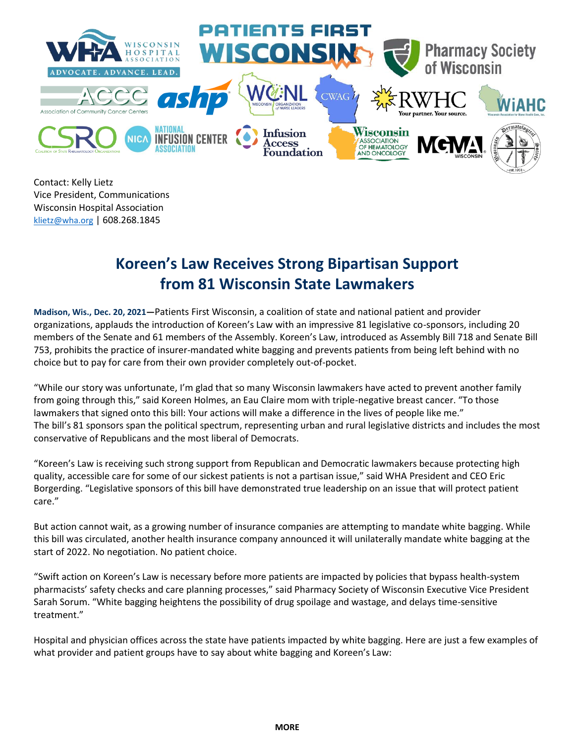Contact: Kelly Lietz
Vice President, Communications
Wisconsin Hospital Association
klietz@wha.org | 608.268.1845

# Koreen's Law Receives Strong Bipartisan Support from 81 Wisconsin State Lawmakers

**Madison, Wis., Dec. 20, 2021**—Patients First Wisconsin, a coalition of state and national patient and provider organizations, applauds the introduction of Koreen's Law with an impressive 81 legislative co-sponsors, including 20 members of the Senate and 61 members of the Assembly. Koreen's Law, introduced as Assembly Bill 718 and Senate Bill 753, prohibits the practice of insurer-mandated white bagging and prevents patients from being left behind with no choice but to pay for care from their own provider completely out-of-pocket.

"While our story was unfortunate, I'm glad that so many Wisconsin lawmakers have acted to prevent another family from going through this," said Koreen Holmes, an Eau Claire mom with triple-negative breast cancer. "To those lawmakers that signed onto this bill: Your actions will make a difference in the lives of people like me."
The bill's 81 sponsors span the political spectrum, representing urban and rural legislative districts and includes the most conservative of Republicans and the most liberal of Democrats.

"Koreen's Law is receiving such strong support from Republican and Democratic lawmakers because protecting high quality, accessible care for some of our sickest patients is not a partisan issue," said WHA President and CEO Eric Borgerding. "Legislative sponsors of this bill have demonstrated true leadership on an issue that will protect patient care."

But action cannot wait, as a growing number of insurance companies are attempting to mandate white bagging. While this bill was circulated, another health insurance company announced it will unilaterally mandate white bagging at the start of 2022. No negotiation. No patient choice.

"Swift action on Koreen's Law is necessary before more patients are impacted by policies that bypass health-system pharmacists' safety checks and care planning processes," said Pharmacy Society of Wisconsin Executive Vice President Sarah Sorum. "White bagging heightens the possibility of drug spoilage and wastage, and delays time-sensitive treatment."

Hospital and physician offices across the state have patients impacted by white bagging. Here are just a few examples of what provider and patient groups have to say about white bagging and Koreen's Law:

**MORE**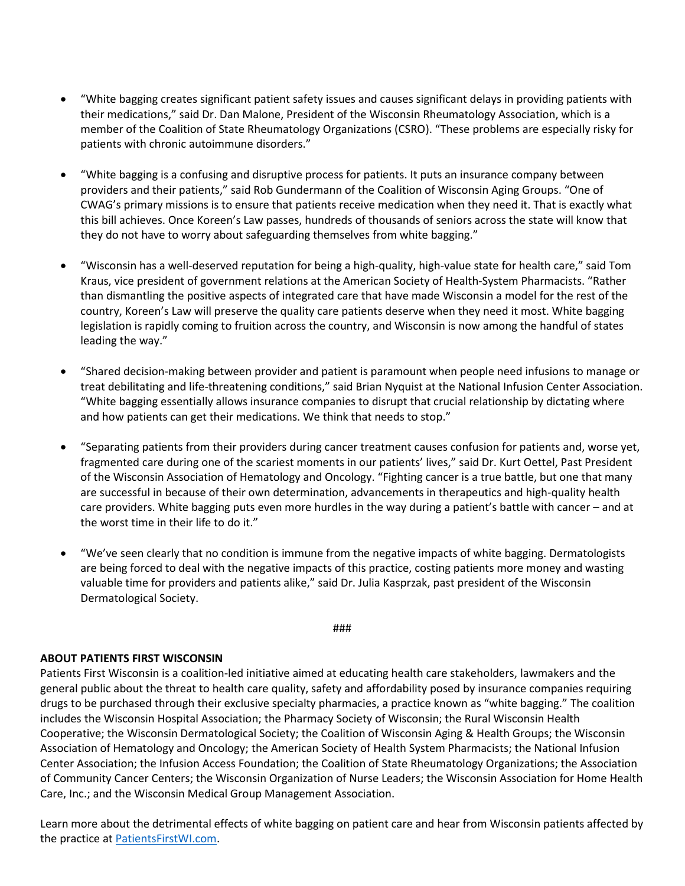- "White bagging creates significant patient safety issues and causes significant delays in providing patients with their medications," said Dr. Dan Malone, President of the Wisconsin Rheumatology Association, which is a member of the Coalition of State Rheumatology Organizations (CSRO). "These problems are especially risky for patients with chronic autoimmune disorders."

- "White bagging is a confusing and disruptive process for patients. It puts an insurance company between providers and their patients," said Rob Gundermann of the Coalition of Wisconsin Aging Groups. "One of CWAG's primary missions is to ensure that patients receive medication when they need it. That is exactly what this bill achieves. Once Koreen's Law passes, hundreds of thousands of seniors across the state will know that they do not have to worry about safeguarding themselves from white bagging."

- "Wisconsin has a well-deserved reputation for being a high-quality, high-value state for health care," said Tom Kraus, vice president of government relations at the American Society of Health-System Pharmacists. "Rather than dismantling the positive aspects of integrated care that have made Wisconsin a model for the rest of the country, Koreen's Law will preserve the quality care patients deserve when they need it most. White bagging legislation is rapidly coming to fruition across the country, and Wisconsin is now among the handful of states leading the way."

- "Shared decision-making between provider and patient is paramount when people need infusions to manage or treat debilitating and life-threatening conditions," said Brian Nyquist at the National Infusion Center Association. "White bagging essentially allows insurance companies to disrupt that crucial relationship by dictating where and how patients can get their medications. We think that needs to stop."

- "Separating patients from their providers during cancer treatment causes confusion for patients and, worse yet, fragmented care during one of the scariest moments in our patients' lives," said Dr. Kurt Oettel, Past President of the Wisconsin Association of Hematology and Oncology. "Fighting cancer is a true battle, but one that many are successful in because of their own determination, advancements in therapeutics and high-quality health care providers. White bagging puts even more hurdles in the way during a patient's battle with cancer – and at the worst time in their life to do it."

- "We've seen clearly that no condition is immune from the negative impacts of white bagging. Dermatologists are being forced to deal with the negative impacts of this practice, costing patients more money and wasting valuable time for providers and patients alike," said Dr. Julia Kasprzak, past president of the Wisconsin Dermatological Society.

###

**ABOUT PATIENTS FIRST WISCONSIN**

Patients First Wisconsin is a coalition-led initiative aimed at educating health care stakeholders, lawmakers and the general public about the threat to health care quality, safety and affordability posed by insurance companies requiring drugs to be purchased through their exclusive specialty pharmacies, a practice known as "white bagging." The coalition includes the Wisconsin Hospital Association; the Pharmacy Society of Wisconsin; the Rural Wisconsin Health Cooperative; the Wisconsin Dermatological Society; the Coalition of Wisconsin Aging & Health Groups; the Wisconsin Association of Hematology and Oncology; the American Society of Health System Pharmacists; the National Infusion Center Association; the Infusion Access Foundation; the Coalition of State Rheumatology Organizations; the Association of Community Cancer Centers; the Wisconsin Organization of Nurse Leaders; the Wisconsin Association for Home Health Care, Inc.; and the Wisconsin Medical Group Management Association.

Learn more about the detrimental effects of white bagging on patient care and hear from Wisconsin patients affected by the practice at [PatientsFirstWI.com](PatientsFirstWI.com).